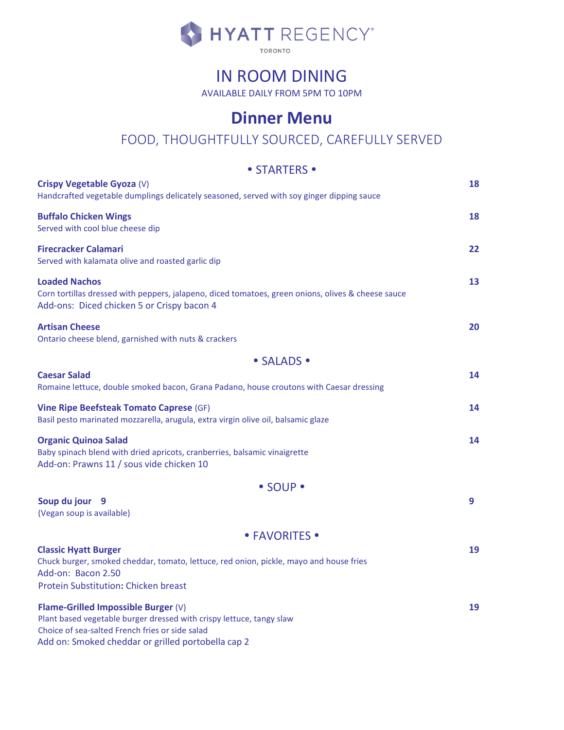# HYATT REGENCY®

TORONTO

## IN ROOM DINING

AVAILABLE DAILY FROM 5PM TO 10PM

## Dinner Menu

FOOD, THOUGHTFULLY SOURCED, CAREFULLY SERVED

### • STARTERS •

**Crispy Vegetable Gyoza** (V) — **18**
Handcrafted vegetable dumplings delicately seasoned, served with soy ginger dipping sauce

**Buffalo Chicken Wings** — **18**
Served with cool blue cheese dip

**Firecracker Calamari** — **22**
Served with kalamata olive and roasted garlic dip

**Loaded Nachos** — **13**
Corn tortillas dressed with peppers, jalapeno, diced tomatoes, green onions, olives & cheese sauce
Add-ons: Diced chicken 5 or Crispy bacon 4

**Artisan Cheese** — **20**
Ontario cheese blend, garnished with nuts & crackers

### • SALADS •

**Caesar Salad** — **14**
Romaine lettuce, double smoked bacon, Grana Padano, house croutons with Caesar dressing

**Vine Ripe Beefsteak Tomato Caprese** (GF) — **14**
Basil pesto marinated mozzarella, arugula, extra virgin olive oil, balsamic glaze

**Organic Quinoa Salad** — **14**
Baby spinach blend with dried apricots, cranberries, balsamic vinaigrette
Add-on: Prawns 11 / sous vide chicken 10

### • SOUP •

**Soup du jour 9** — **9**
(Vegan soup is available)

### • FAVORITES •

**Classic Hyatt Burger** — **19**
Chuck burger, smoked cheddar, tomato, lettuce, red onion, pickle, mayo and house fries
Add-on: Bacon 2.50
Protein Substitution: Chicken breast

**Flame-Grilled Impossible Burger** (V) — **19**
Plant based vegetable burger dressed with crispy lettuce, tangy slaw
Choice of sea-salted French fries or side salad
Add on: Smoked cheddar or grilled portobella cap 2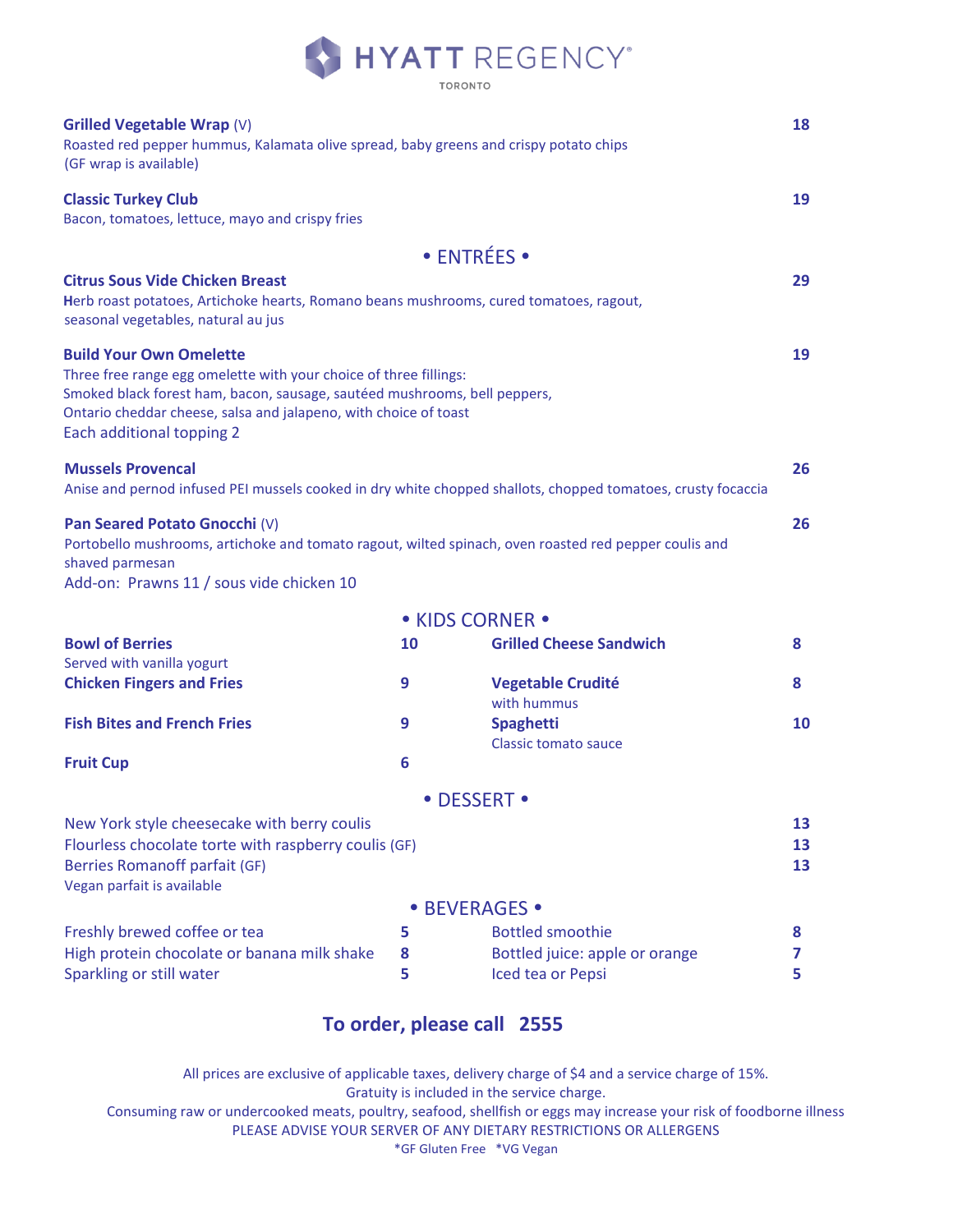# HYATT REGENCY

TORONTO

**Grilled Vegetable Wrap** (V) — **18**
Roasted red pepper hummus, Kalamata olive spread, baby greens and crispy potato chips
(GF wrap is available)

**Classic Turkey Club** — **19**
Bacon, tomatoes, lettuce, mayo and crispy fries

## • ENTRÉES •

**Citrus Sous Vide Chicken Breast** — **29**
Herb roast potatoes, Artichoke hearts, Romano beans mushrooms, cured tomatoes, ragout, seasonal vegetables, natural au jus

**Build Your Own Omelette** — **19**
Three free range egg omelette with your choice of three fillings:
Smoked black forest ham, bacon, sausage, sautéed mushrooms, bell peppers, Ontario cheddar cheese, salsa and jalapeno, with choice of toast
Each additional topping 2

**Mussels Provencal** — **26**
Anise and pernod infused PEI mussels cooked in dry white chopped shallots, chopped tomatoes, crusty focaccia

**Pan Seared Potato Gnocchi** (V) — **26**
Portobello mushrooms, artichoke and tomato ragout, wilted spinach, oven roasted red pepper coulis and shaved parmesan
Add-on: Prawns 11 / sous vide chicken 10

## • KIDS CORNER •

**Bowl of Berries** — **10**
Served with vanilla yogurt

**Chicken Fingers and Fries** — **9**

**Fish Bites and French Fries** — **9**

**Fruit Cup** — **6**

**Grilled Cheese Sandwich** — **8**

**Vegetable Crudité** — **8**
with hummus

**Spaghetti** — **10**
Classic tomato sauce

## • DESSERT •

New York style cheesecake with berry coulis — **13**
Flourless chocolate torte with raspberry coulis (GF) — **13**
Berries Romanoff parfait (GF) — **13**
Vegan parfait is available

## • BEVERAGES •

Freshly brewed coffee or tea — **5**
High protein chocolate or banana milk shake — **8**
Sparkling or still water — **5**
Bottled smoothie — **8**
Bottled juice: apple or orange — **7**
Iced tea or Pepsi — **5**

**To order, please call 2555**

All prices are exclusive of applicable taxes, delivery charge of $4 and a service charge of 15%.
Gratuity is included in the service charge.
Consuming raw or undercooked meats, poultry, seafood, shellfish or eggs may increase your risk of foodborne illness
PLEASE ADVISE YOUR SERVER OF ANY DIETARY RESTRICTIONS OR ALLERGENS
*GF Gluten Free *VG Vegan